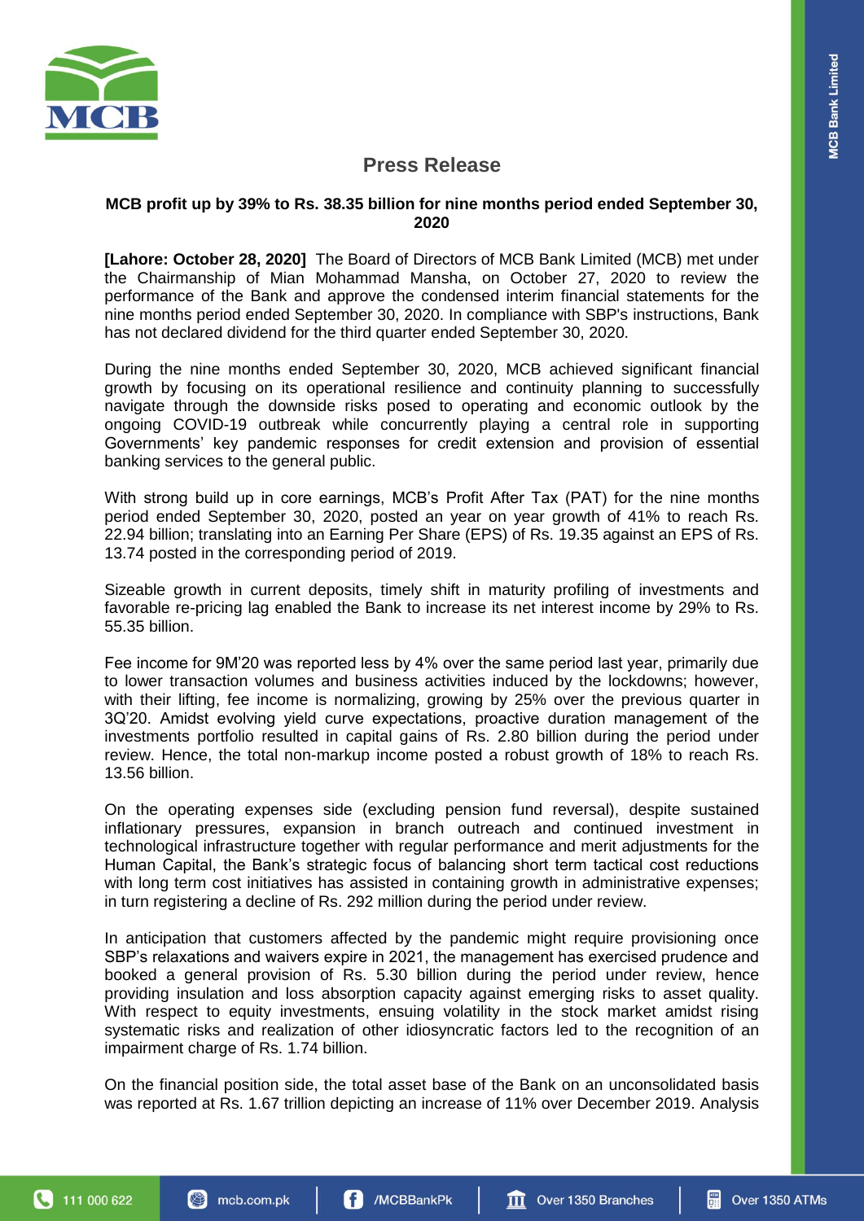# Press Release

**MCB profit up by 39% to Rs. 38.35 billion for nine months period ended September 30, 2020**

**[Lahore: October 28, 2020]** The Board of Directors of MCB Bank Limited (MCB) met under the Chairmanship of Mian Mohammad Mansha, on October 27, 2020 to review the performance of the Bank and approve the condensed interim financial statements for the nine months period ended September 30, 2020. In compliance with SBP's instructions, Bank has not declared dividend for the third quarter ended September 30, 2020.

During the nine months ended September 30, 2020, MCB achieved significant financial growth by focusing on its operational resilience and continuity planning to successfully navigate through the downside risks posed to operating and economic outlook by the ongoing COVID-19 outbreak while concurrently playing a central role in supporting Governments' key pandemic responses for credit extension and provision of essential banking services to the general public.

With strong build up in core earnings, MCB's Profit After Tax (PAT) for the nine months period ended September 30, 2020, posted an year on year growth of 41% to reach Rs. 22.94 billion; translating into an Earning Per Share (EPS) of Rs. 19.35 against an EPS of Rs. 13.74 posted in the corresponding period of 2019.

Sizeable growth in current deposits, timely shift in maturity profiling of investments and favorable re-pricing lag enabled the Bank to increase its net interest income by 29% to Rs. 55.35 billion.

Fee income for 9M'20 was reported less by 4% over the same period last year, primarily due to lower transaction volumes and business activities induced by the lockdowns; however, with their lifting, fee income is normalizing, growing by 25% over the previous quarter in 3Q'20. Amidst evolving yield curve expectations, proactive duration management of the investments portfolio resulted in capital gains of Rs. 2.80 billion during the period under review. Hence, the total non-markup income posted a robust growth of 18% to reach Rs. 13.56 billion.

On the operating expenses side (excluding pension fund reversal), despite sustained inflationary pressures, expansion in branch outreach and continued investment in technological infrastructure together with regular performance and merit adjustments for the Human Capital, the Bank's strategic focus of balancing short term tactical cost reductions with long term cost initiatives has assisted in containing growth in administrative expenses; in turn registering a decline of Rs. 292 million during the period under review.

In anticipation that customers affected by the pandemic might require provisioning once SBP's relaxations and waivers expire in 2021, the management has exercised prudence and booked a general provision of Rs. 5.30 billion during the period under review, hence providing insulation and loss absorption capacity against emerging risks to asset quality. With respect to equity investments, ensuing volatility in the stock market amidst rising systematic risks and realization of other idiosyncratic factors led to the recognition of an impairment charge of Rs. 1.74 billion.

On the financial position side, the total asset base of the Bank on an unconsolidated basis was reported at Rs. 1.67 trillion depicting an increase of 11% over December 2019. Analysis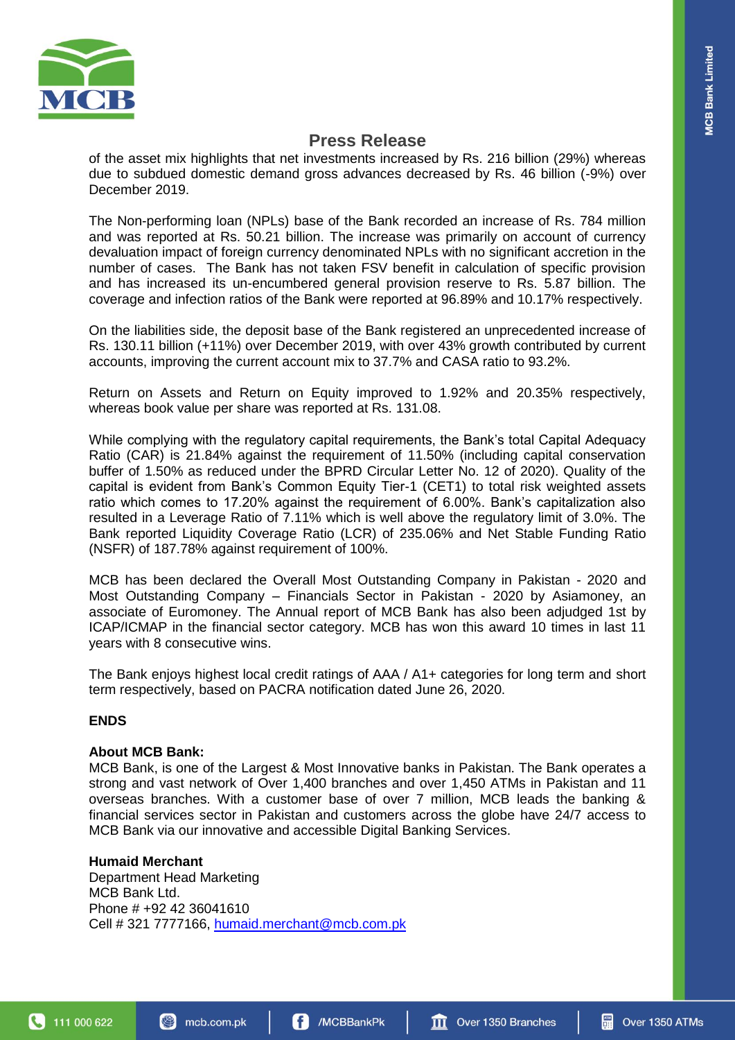of the asset mix highlights that net investments increased by Rs. 216 billion (29%) whereas due to subdued domestic demand gross advances decreased by Rs. 46 billion (-9%) over December 2019.

The Non-performing loan (NPLs) base of the Bank recorded an increase of Rs. 784 million and was reported at Rs. 50.21 billion. The increase was primarily on account of currency devaluation impact of foreign currency denominated NPLs with no significant accretion in the number of cases. The Bank has not taken FSV benefit in calculation of specific provision and has increased its un-encumbered general provision reserve to Rs. 5.87 billion. The coverage and infection ratios of the Bank were reported at 96.89% and 10.17% respectively.

On the liabilities side, the deposit base of the Bank registered an unprecedented increase of Rs. 130.11 billion (+11%) over December 2019, with over 43% growth contributed by current accounts, improving the current account mix to 37.7% and CASA ratio to 93.2%.

Return on Assets and Return on Equity improved to 1.92% and 20.35% respectively, whereas book value per share was reported at Rs. 131.08.

While complying with the regulatory capital requirements, the Bank's total Capital Adequacy Ratio (CAR) is 21.84% against the requirement of 11.50% (including capital conservation buffer of 1.50% as reduced under the BPRD Circular Letter No. 12 of 2020). Quality of the capital is evident from Bank's Common Equity Tier-1 (CET1) to total risk weighted assets ratio which comes to 17.20% against the requirement of 6.00%. Bank's capitalization also resulted in a Leverage Ratio of 7.11% which is well above the regulatory limit of 3.0%. The Bank reported Liquidity Coverage Ratio (LCR) of 235.06% and Net Stable Funding Ratio (NSFR) of 187.78% against requirement of 100%.

MCB has been declared the Overall Most Outstanding Company in Pakistan - 2020 and Most Outstanding Company – Financials Sector in Pakistan - 2020 by Asiamoney, an associate of Euromoney. The Annual report of MCB Bank has also been adjudged 1st by ICAP/ICMAP in the financial sector category. MCB has won this award 10 times in last 11 years with 8 consecutive wins.

The Bank enjoys highest local credit ratings of AAA / A1+ categories for long term and short term respectively, based on PACRA notification dated June 26, 2020.

**ENDS**

**About MCB Bank:**
MCB Bank, is one of the Largest & Most Innovative banks in Pakistan. The Bank operates a strong and vast network of Over 1,400 branches and over 1,450 ATMs in Pakistan and 11 overseas branches. With a customer base of over 7 million, MCB leads the banking & financial services sector in Pakistan and customers across the globe have 24/7 access to MCB Bank via our innovative and accessible Digital Banking Services.

**Humaid Merchant**
Department Head Marketing
MCB Bank Ltd.
Phone # +92 42 36041610
Cell # 321 7777166, humaid.merchant@mcb.com.pk